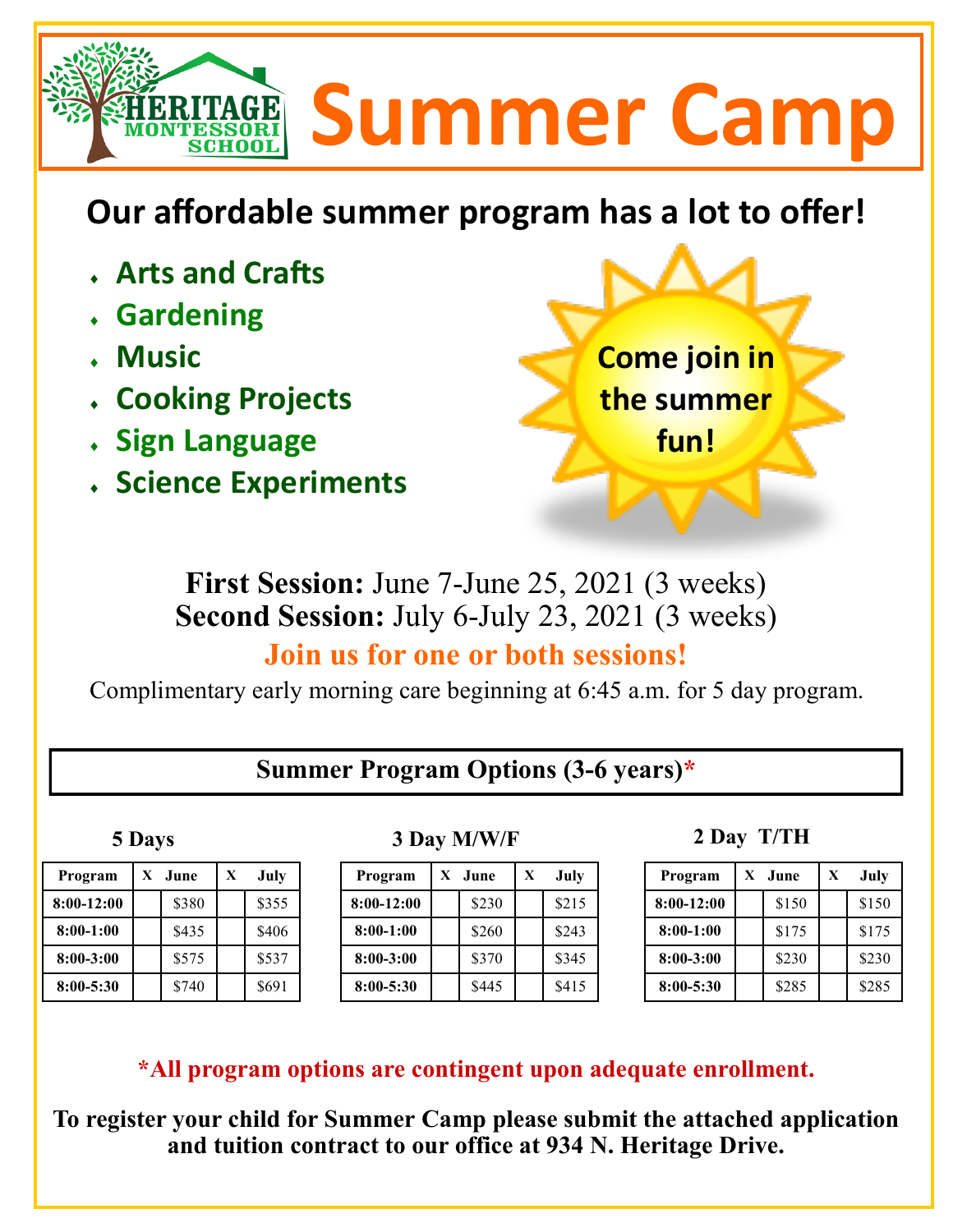HERITAGE MONTESSORI SCHOOL

# Summer Camp

## Our affordable summer program has a lot to offer!

- **Arts and Crafts**
- **Gardening**
- **Music**
- **Cooking Projects**
- **Sign Language**
- **Science Experiments**

**Come join in the summer fun!**

**First Session:** June 7-June 25, 2021 (3 weeks)
**Second Session:** July 6-July 23, 2021 (3 weeks)

**Join us for one or both sessions!**

Complimentary early morning care beginning at 6:45 a.m. for 5 day program.

### Summer Program Options (3-6 years)*

**5 Days**

| Program | X | June | X | July |
|---|---|---|---|---|
| 8:00-12:00 | | $380 | | $355 |
| 8:00-1:00 | | $435 | | $406 |
| 8:00-3:00 | | $575 | | $537 |
| 8:00-5:30 | | $740 | | $691 |

**3 Day M/W/F**

| Program | X | June | X | July |
|---|---|---|---|---|
| 8:00-12:00 | | $230 | | $215 |
| 8:00-1:00 | | $260 | | $243 |
| 8:00-3:00 | | $370 | | $345 |
| 8:00-5:30 | | $445 | | $415 |

**2 Day T/TH**

| Program | X | June | X | July |
|---|---|---|---|---|
| 8:00-12:00 | | $150 | | $150 |
| 8:00-1:00 | | $175 | | $175 |
| 8:00-3:00 | | $230 | | $230 |
| 8:00-5:30 | | $285 | | $285 |

**\*All program options are contingent upon adequate enrollment.**

**To register your child for Summer Camp please submit the attached application and tuition contract to our office at 934 N. Heritage Drive.**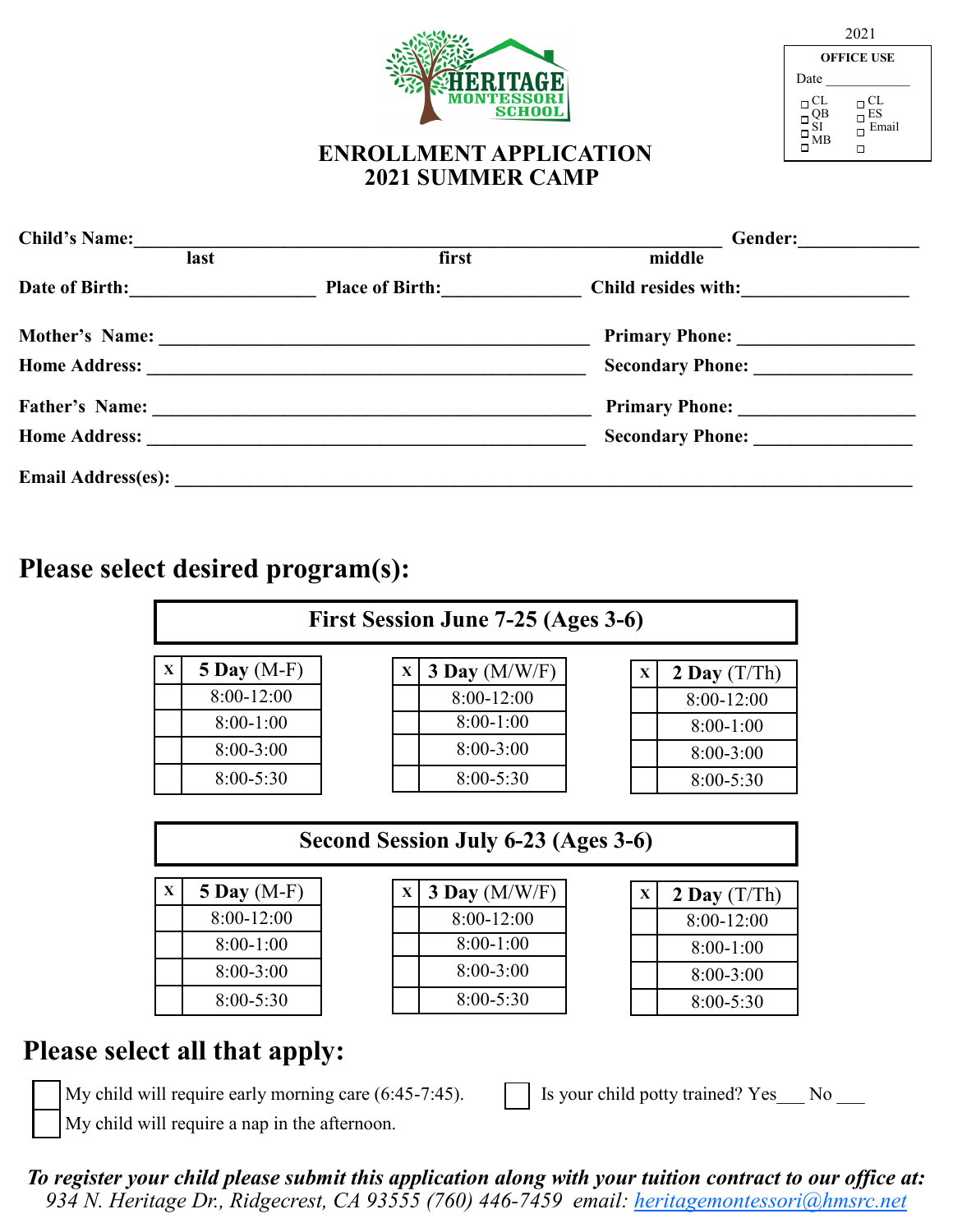2021

**OFFICE USE**

Date ____________

☐ CL ☐ QB ☐ SI ☐ MB

☐ CL ☐ ES ☐ Email ☐

HERITAGE MONTESSORI SCHOOL

## ENROLLMENT APPLICATION
## 2021 SUMMER CAMP

**Child's Name:**_______________________________________________ **Gender:**____________
last first middle

**Date of Birth:**__________________ **Place of Birth:**______________ **Child resides with:**________________

**Mother's Name:** ________________________________________ **Primary Phone:** __________________

**Home Address:** ________________________________________ **Secondary Phone:** ________________

**Father's Name:** ________________________________________ **Primary Phone:** __________________

**Home Address:** ________________________________________ **Secondary Phone:** ________________

**Email Address(es):** ______________________________________________________________________

# Please select desired program(s):

### First Session June 7-25 (Ages 3-6)

| X | **5 Day** (M-F) |
|---|---|
| | 8:00-12:00 |
| | 8:00-1:00 |
| | 8:00-3:00 |
| | 8:00-5:30 |

| X | **3 Day** (M/W/F) |
|---|---|
| | 8:00-12:00 |
| | 8:00-1:00 |
| | 8:00-3:00 |
| | 8:00-5:30 |

| X | **2 Day** (T/Th) |
|---|---|
| | 8:00-12:00 |
| | 8:00-1:00 |
| | 8:00-3:00 |
| | 8:00-5:30 |

### Second Session July 6-23 (Ages 3-6)

| X | **5 Day** (M-F) |
|---|---|
| | 8:00-12:00 |
| | 8:00-1:00 |
| | 8:00-3:00 |
| | 8:00-5:30 |

| X | **3 Day** (M/W/F) |
|---|---|
| | 8:00-12:00 |
| | 8:00-1:00 |
| | 8:00-3:00 |
| | 8:00-5:30 |

| X | **2 Day** (T/Th) |
|---|---|
| | 8:00-12:00 |
| | 8:00-1:00 |
| | 8:00-3:00 |
| | 8:00-5:30 |

# Please select all that apply:

☐ My child will require early morning care (6:45-7:45).

☐ My child will require a nap in the afternoon.

☐ Is your child potty trained? Yes___ No ___

***To register your child please submit this application along with your tuition contract to our office at:***
*934 N. Heritage Dr., Ridgecrest, CA 93555 (760) 446-7459 email: heritagemontessori@hmsrc.net*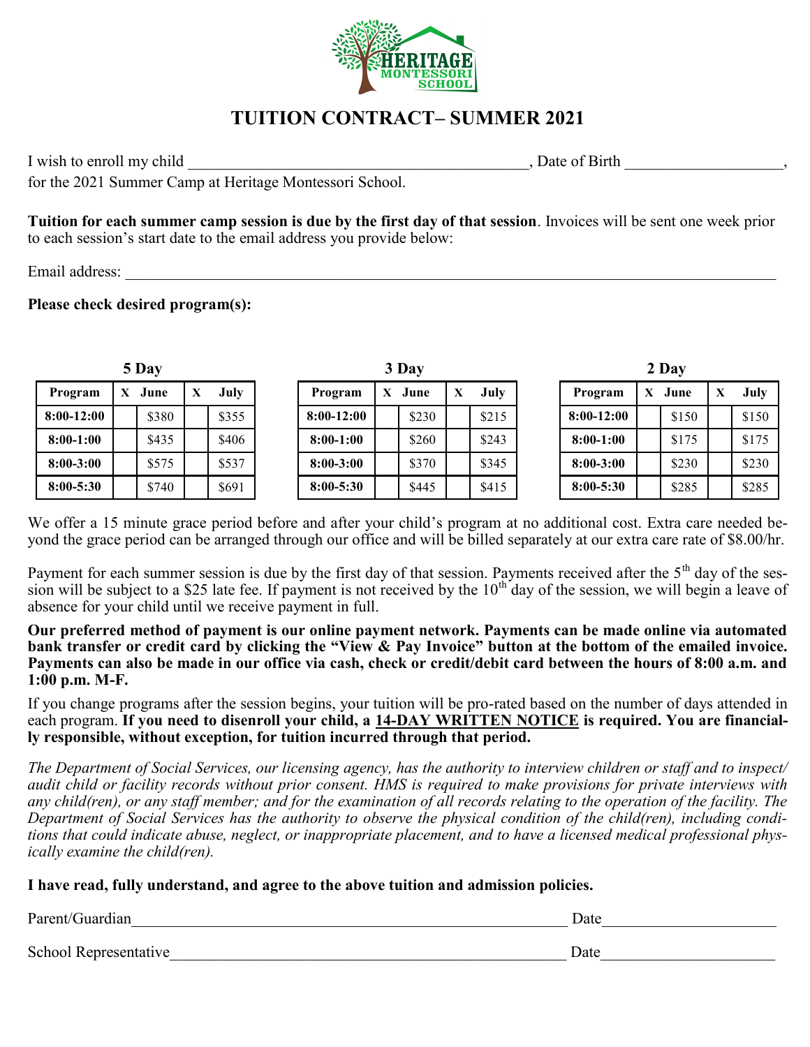# TUITION CONTRACT– SUMMER 2021

I wish to enroll my child ____________________________________________, Date of Birth ____________________, for the 2021 Summer Camp at Heritage Montessori School.

**Tuition for each summer camp session is due by the first day of that session**. Invoices will be sent one week prior to each session's start date to the email address you provide below:

Email address: ____________________________________________________________________________

**Please check desired program(s):**

**5 Day**

| Program | X | June | X | July |
|---|---|---|---|---|
| 8:00-12:00 | | $380 | | $355 |
| 8:00-1:00 | | $435 | | $406 |
| 8:00-3:00 | | $575 | | $537 |
| 8:00-5:30 | | $740 | | $691 |

**3 Day**

| Program | X | June | X | July |
|---|---|---|---|---|
| 8:00-12:00 | | $230 | | $215 |
| 8:00-1:00 | | $260 | | $243 |
| 8:00-3:00 | | $370 | | $345 |
| 8:00-5:30 | | $445 | | $415 |

**2 Day**

| Program | X | June | X | July |
|---|---|---|---|---|
| 8:00-12:00 | | $150 | | $150 |
| 8:00-1:00 | | $175 | | $175 |
| 8:00-3:00 | | $230 | | $230 |
| 8:00-5:30 | | $285 | | $285 |

We offer a 15 minute grace period before and after your child's program at no additional cost. Extra care needed beyond the grace period can be arranged through our office and will be billed separately at our extra care rate of $8.00/hr.

Payment for each summer session is due by the first day of that session. Payments received after the 5th day of the session will be subject to a $25 late fee. If payment is not received by the 10th day of the session, we will begin a leave of absence for your child until we receive payment in full.

**Our preferred method of payment is our online payment network. Payments can be made online via automated bank transfer or credit card by clicking the "View & Pay Invoice" button at the bottom of the emailed invoice. Payments can also be made in our office via cash, check or credit/debit card between the hours of 8:00 a.m. and 1:00 p.m. M-F.**

If you change programs after the session begins, your tuition will be pro-rated based on the number of days attended in each program. **If you need to disenroll your child, a <u>14-DAY WRITTEN NOTICE</u> is required. You are financially responsible, without exception, for tuition incurred through that period.**

*The Department of Social Services, our licensing agency, has the authority to interview children or staff and to inspect/audit child or facility records without prior consent. HMS is required to make provisions for private interviews with any child(ren), or any staff member; and for the examination of all records relating to the operation of the facility. The Department of Social Services has the authority to observe the physical condition of the child(ren), including conditions that could indicate abuse, neglect, or inappropriate placement, and to have a licensed medical professional physically examine the child(ren).*

**I have read, fully understand, and agree to the above tuition and admission policies.**

Parent/Guardian________________________________________________________ Date_____________________

School Representative___________________________________________________ Date_____________________